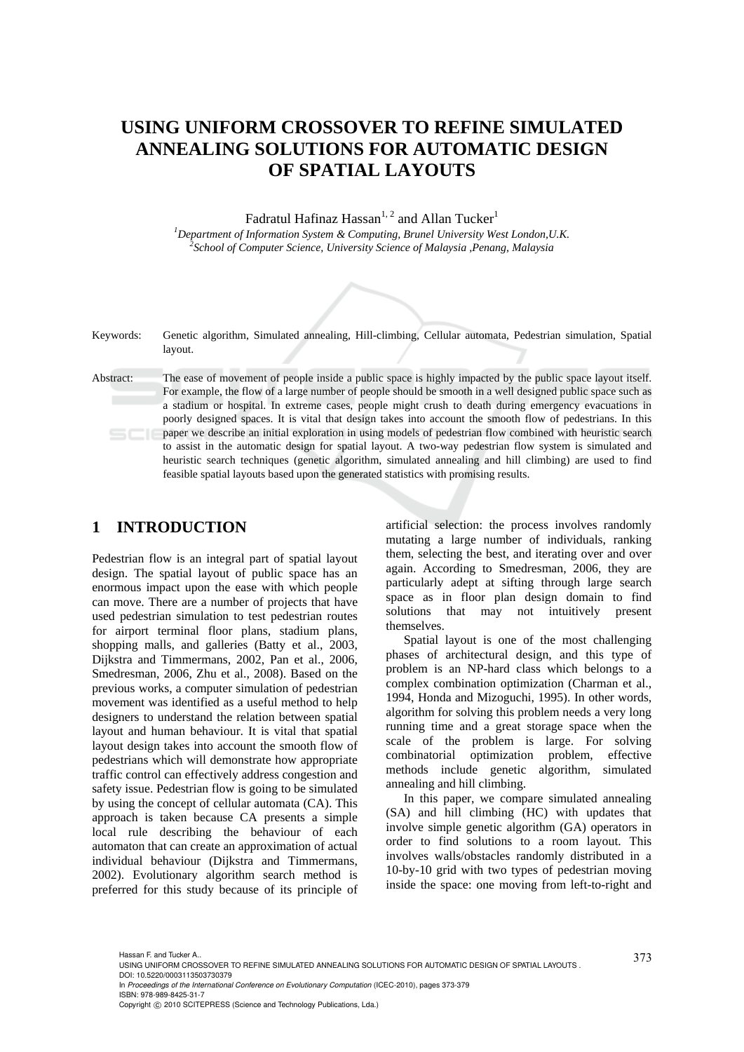# USING UNIFORM CROSSOVER TO REFINE SIMULATED ANNEALING SOLUTIONS FOR AUTOMATIC DESIGN OF SPATIAL LAYOUTS

Fadratul Hafinaz Hassan[1, 2] and Allan Tucker[1]

[1]*Department of Information System & Computing, Brunel University West London,U.K.*
[2]*School of Computer Science, University Science of Malaysia ,Penang, Malaysia*

Keywords: Genetic algorithm, Simulated annealing, Hill-climbing, Cellular automata, Pedestrian simulation, Spatial layout.

Abstract: The ease of movement of people inside a public space is highly impacted by the public space layout itself. For example, the flow of a large number of people should be smooth in a well designed public space such as a stadium or hospital. In extreme cases, people might crush to death during emergency evacuations in poorly designed spaces. It is vital that design takes into account the smooth flow of pedestrians. In this paper we describe an initial exploration in using models of pedestrian flow combined with heuristic search to assist in the automatic design for spatial layout. A two-way pedestrian flow system is simulated and heuristic search techniques (genetic algorithm, simulated annealing and hill climbing) are used to find feasible spatial layouts based upon the generated statistics with promising results.

## 1 INTRODUCTION

Pedestrian flow is an integral part of spatial layout design. The spatial layout of public space has an enormous impact upon the ease with which people can move. There are a number of projects that have used pedestrian simulation to test pedestrian routes for airport terminal floor plans, stadium plans, shopping malls, and galleries (Batty et al., 2003, Dijkstra and Timmermans, 2002, Pan et al., 2006, Smedresman, 2006, Zhu et al., 2008). Based on the previous works, a computer simulation of pedestrian movement was identified as a useful method to help designers to understand the relation between spatial layout and human behaviour. It is vital that spatial layout design takes into account the smooth flow of pedestrians which will demonstrate how appropriate traffic control can effectively address congestion and safety issue. Pedestrian flow is going to be simulated by using the concept of cellular automata (CA). This approach is taken because CA presents a simple local rule describing the behaviour of each automaton that can create an approximation of actual individual behaviour (Dijkstra and Timmermans, 2002). Evolutionary algorithm search method is preferred for this study because of its principle of artificial selection: the process involves randomly mutating a large number of individuals, ranking them, selecting the best, and iterating over and over again. According to Smedresman, 2006, they are particularly adept at sifting through large search space as in floor plan design domain to find solutions that may not intuitively present themselves.

Spatial layout is one of the most challenging phases of architectural design, and this type of problem is an NP-hard class which belongs to a complex combination optimization (Charman et al., 1994, Honda and Mizoguchi, 1995). In other words, algorithm for solving this problem needs a very long running time and a great storage space when the scale of the problem is large. For solving combinatorial optimization problem, effective methods include genetic algorithm, simulated annealing and hill climbing.

In this paper, we compare simulated annealing (SA) and hill climbing (HC) with updates that involve simple genetic algorithm (GA) operators in order to find solutions to a room layout. This involves walls/obstacles randomly distributed in a 10-by-10 grid with two types of pedestrian moving inside the space: one moving from left-to-right and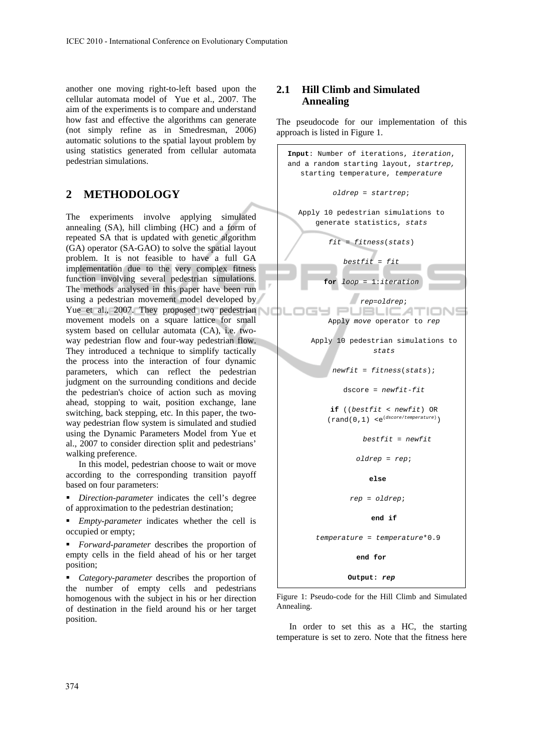another one moving right-to-left based upon the cellular automata model of Yue et al., 2007. The aim of the experiments is to compare and understand how fast and effective the algorithms can generate (not simply refine as in Smedresman, 2006) automatic solutions to the spatial layout problem by using statistics generated from cellular automata pedestrian simulations.

## 2 METHODOLOGY

The experiments involve applying simulated annealing (SA), hill climbing (HC) and a form of repeated SA that is updated with genetic algorithm (GA) operator (SA-GAO) to solve the spatial layout problem. It is not feasible to have a full GA implementation due to the very complex fitness function involving several pedestrian simulations. The methods analysed in this paper have been run using a pedestrian movement model developed by Yue et al., 2007. They proposed two pedestrian movement models on a square lattice for small system based on cellular automata (CA), i.e. two-way pedestrian flow and four-way pedestrian flow. They introduced a technique to simplify tactically the process into the interaction of four dynamic parameters, which can reflect the pedestrian judgment on the surrounding conditions and decide the pedestrian's choice of action such as moving ahead, stopping to wait, position exchange, lane switching, back stepping, etc. In this paper, the two-way pedestrian flow system is simulated and studied using the Dynamic Parameters Model from Yue et al., 2007 to consider direction split and pedestrians' walking preference.

In this model, pedestrian choose to wait or move according to the corresponding transition payoff based on four parameters:

- *Direction-parameter* indicates the cell's degree of approximation to the pedestrian destination;
- *Empty-parameter* indicates whether the cell is occupied or empty;
- *Forward-parameter* describes the proportion of empty cells in the field ahead of his or her target position;
- *Category-parameter* describes the proportion of the number of empty cells and pedestrians homogenous with the subject in his or her direction of destination in the field around his or her target position.

### 2.1 Hill Climb and Simulated Annealing

The pseudocode for our implementation of this approach is listed in Figure 1.

```
Input: Number of iterations, iteration,
and a random starting layout, startrep,
starting temperature, temperature

oldrep = startrep;

Apply 10 pedestrian simulations to
generate statistics, stats

fit = fitness(stats)

bestfit = fit

for loop = 1:iteration

    rep=oldrep;

    Apply move operator to rep

    Apply 10 pedestrian simulations to
    stats

    newfit = fitness(stats);

    dscore = newfit-fit

    if ((bestfit < newfit) OR
    (rand(0,1) <e^(dscore/temperature))

        bestfit = newfit

        oldrep = rep;

    else

        rep = oldrep;

    end if

    temperature = temperature*0.9

end for

Output: rep
```

Figure 1: Pseudo-code for the Hill Climb and Simulated Annealing.

In order to set this as a HC, the starting temperature is set to zero. Note that the fitness here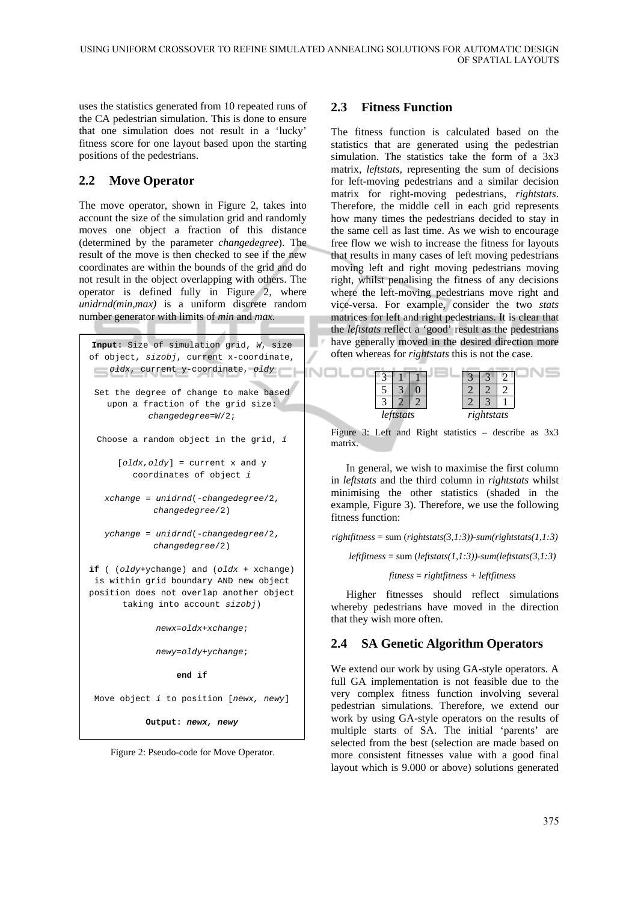uses the statistics generated from 10 repeated runs of the CA pedestrian simulation. This is done to ensure that one simulation does not result in a 'lucky' fitness score for one layout based upon the starting positions of the pedestrians.

## 2.2 Move Operator

The move operator, shown in Figure 2, takes into account the size of the simulation grid and randomly moves one object a fraction of this distance (determined by the parameter *changedegree*). The result of the move is then checked to see if the new coordinates are within the bounds of the grid and do not result in the object overlapping with others. The operator is defined fully in Figure 2, where *unidrnd(min,max)* is a uniform discrete random number generator with limits of *min* and *max*.

```
Input: Size of simulation grid, W, size
of object, sizobj, current x-coordinate,
    oldx, current y-coordinate, oldy

 Set the degree of change to make based
    upon a fraction of the grid size:
           changedegree=W/2;

  Choose a random object in the grid, i

      [oldx,oldy] = current x and y
         coordinates of object i

   xchange = unidrnd(-changedegree/2,
            changedegree/2)

   ychange = unidrnd(-changedegree/2,
            changedegree/2)

if ( (oldy+ychange) and (oldx + xchange)
 is within grid boundary AND new object
position does not overlap another object
       taking into account sizobj)

             newx=oldx+xchange;

             newy=oldy+ychange;

                 end if

 Move object i to position [newx, newy]

           Output: newx, newy
```

Figure 2: Pseudo-code for Move Operator.

## 2.3 Fitness Function

The fitness function is calculated based on the statistics that are generated using the pedestrian simulation. The statistics take the form of a 3x3 matrix, *leftstats*, representing the sum of decisions for left-moving pedestrians and a similar decision matrix for right-moving pedestrians, *rightstats*. Therefore, the middle cell in each grid represents how many times the pedestrians decided to stay in the same cell as last time. As we wish to encourage free flow we wish to increase the fitness for layouts that results in many cases of left moving pedestrians moving left and right moving pedestrians moving right, whilst penalising the fitness of any decisions where the left-moving pedestrians move right and vice-versa. For example, consider the two *stats* matrices for left and right pedestrians. It is clear that the *leftstats* reflect a 'good' result as the pedestrians have generally moved in the desired direction more often whereas for *rightstats* this is not the case.

*leftstats*

| | | |
|---|---|---|
| 3 | 1 | 1 |
| 5 | 3 | 0 |
| 3 | 2 | 2 |

*rightstats*

| | | |
|---|---|---|
| 3 | 3 | 2 |
| 2 | 2 | 2 |
| 2 | 3 | 1 |

Figure 3: Left and Right statistics – describe as 3x3 matrix.

In general, we wish to maximise the first column in *leftstats* and the third column in *rightstats* whilst minimising the other statistics (shaded in the example, Figure 3). Therefore, we use the following fitness function:

$$rightfitness = \text{sum}(rightstats(3,1{:}3)) - \text{sum}(rightstats(1,1{:}3))$$

$$leftfitness = \text{sum}(leftstats(1,1{:}3)) - \text{sum}(leftstats(3,1{:}3))$$

$$fitness = rightfitness + leftfitness$$

Higher fitnesses should reflect simulations whereby pedestrians have moved in the direction that they wish more often.

## 2.4 SA Genetic Algorithm Operators

We extend our work by using GA-style operators. A full GA implementation is not feasible due to the very complex fitness function involving several pedestrian simulations. Therefore, we extend our work by using GA-style operators on the results of multiple starts of SA. The initial 'parents' are selected from the best (selection are made based on more consistent fitnesses value with a good final layout which is 9.000 or above) solutions generated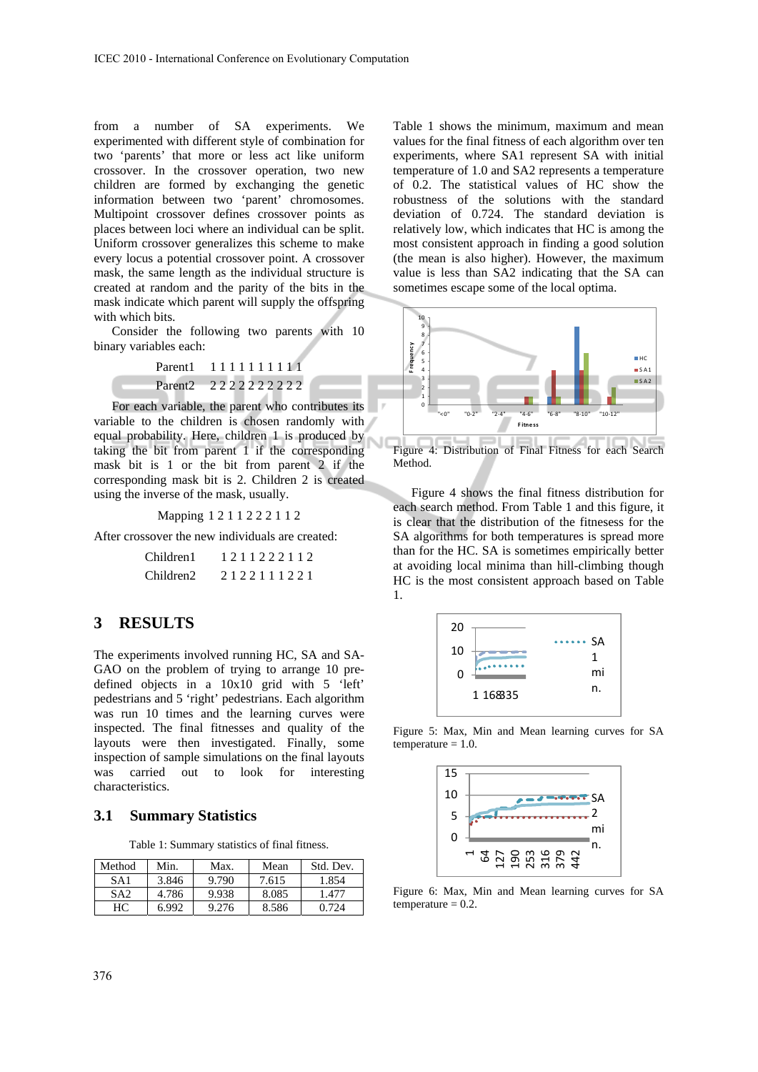from a number of SA experiments. We experimented with different style of combination for two 'parents' that more or less act like uniform crossover. In the crossover operation, two new children are formed by exchanging the genetic information between two 'parent' chromosomes. Multipoint crossover defines crossover points as places between loci where an individual can be split. Uniform crossover generalizes this scheme to make every locus a potential crossover point. A crossover mask, the same length as the individual structure is created at random and the parity of the bits in the mask indicate which parent will supply the offspring with which bits.

Consider the following two parents with 10 binary variables each:

Parent1 1 1 1 1 1 1 1 1 1 1

Parent2 2 2 2 2 2 2 2 2 2 2

For each variable, the parent who contributes its variable to the children is chosen randomly with equal probability. Here, children 1 is produced by taking the bit from parent 1 if the corresponding mask bit is 1 or the bit from parent 2 if the corresponding mask bit is 2. Children 2 is created using the inverse of the mask, usually.

Mapping 1 2 1 1 2 2 2 1 1 2

After crossover the new individuals are created:

Children1 1 2 1 1 2 2 2 1 1 2

Children2 2 1 2 2 1 1 1 2 2 1

## 3 RESULTS

The experiments involved running HC, SA and SA-GAO on the problem of trying to arrange 10 pre-defined objects in a 10x10 grid with 5 'left' pedestrians and 5 'right' pedestrians. Each algorithm was run 10 times and the learning curves were inspected. The final fitnesses and quality of the layouts were then investigated. Finally, some inspection of sample simulations on the final layouts was carried out to look for interesting characteristics.

### 3.1 Summary Statistics

Table 1: Summary statistics of final fitness.

| Method | Min. | Max. | Mean | Std. Dev. |
|---|---|---|---|---|
| SA1 | 3.846 | 9.790 | 7.615 | 1.854 |
| SA2 | 4.786 | 9.938 | 8.085 | 1.477 |
| HC | 6.992 | 9.276 | 8.586 | 0.724 |

Table 1 shows the minimum, maximum and mean values for the final fitness of each algorithm over ten experiments, where SA1 represent SA with initial temperature of 1.0 and SA2 represents a temperature of 0.2. The statistical values of HC show the robustness of the solutions with the standard deviation of 0.724. The standard deviation is relatively low, which indicates that HC is among the most consistent approach in finding a good solution (the mean is also higher). However, the maximum value is less than SA2 indicating that the SA can sometimes escape some of the local optima.

Figure 4: Distribution of Final Fitness for each Search Method.

Figure 4 shows the final fitness distribution for each search method. From Table 1 and this figure, it is clear that the distribution of the fitnesses for the SA algorithms for both temperatures is spread more than for the HC. SA is sometimes empirically better at avoiding local minima than hill-climbing though HC is the most consistent approach based on Table 1.

Figure 5: Max, Min and Mean learning curves for SA temperature = 1.0.

Figure 6: Max, Min and Mean learning curves for SA temperature = 0.2.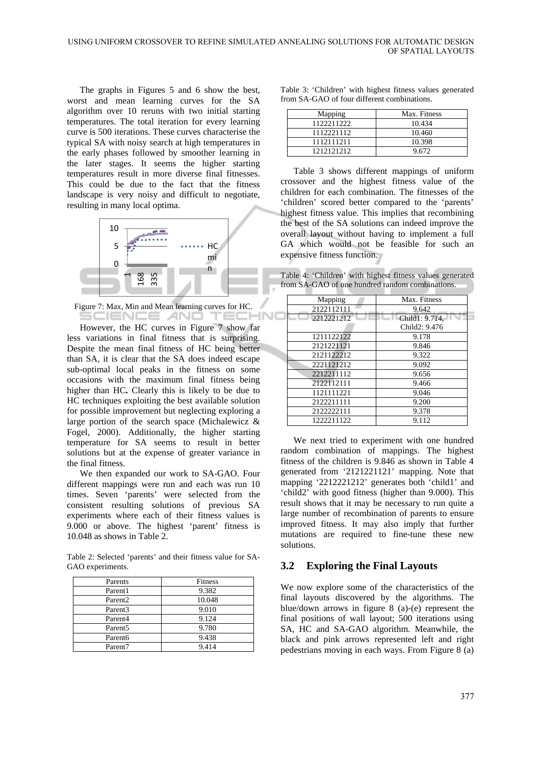The graphs in Figures 5 and 6 show the best, worst and mean learning curves for the SA algorithm over 10 reruns with two initial starting temperatures. The total iteration for every learning curve is 500 iterations. These curves characterise the typical SA with noisy search at high temperatures in the early phases followed by smoother learning in the later stages. It seems the higher starting temperatures result in more diverse final fitnesses. This could be due to the fact that the fitness landscape is very noisy and difficult to negotiate, resulting in many local optima.

Figure 7: Max, Min and Mean learning curves for HC.

However, the HC curves in Figure 7 show far less variations in final fitness that is surprising. Despite the mean final fitness of HC being better than SA, it is clear that the SA does indeed escape sub-optimal local peaks in the fitness on some occasions with the maximum final fitness being higher than HC**.** Clearly this is likely to be due to HC techniques exploiting the best available solution for possible improvement but neglecting exploring a large portion of the search space (Michalewicz & Fogel, 2000). Additionally, the higher starting temperature for SA seems to result in better solutions but at the expense of greater variance in the final fitness.

We then expanded our work to SA-GAO. Four different mappings were run and each was run 10 times. Seven 'parents' were selected from the consistent resulting solutions of previous SA experiments where each of their fitness values is 9.000 or above. The highest 'parent' fitness is 10.048 as shows in Table 2.

Table 2: Selected 'parents' and their fitness value for SA-GAO experiments.

| Parents | Fitness |
|---|---|
| Parent1 | 9.382 |
| Parent2 | 10.048 |
| Parent3 | 9.010 |
| Parent4 | 9.124 |
| Parent5 | 9.780 |
| Parent6 | 9.438 |
| Parent7 | 9.414 |

Table 3: 'Children' with highest fitness values generated from SA-GAO of four different combinations.

| Mapping | Max. Fitness |
|---|---|
| 1122211222 | 10.434 |
| 1112221112 | 10.460 |
| 1112111211 | 10.398 |
| 1212121212 | 9.672 |

Table 3 shows different mappings of uniform crossover and the highest fitness value of the children for each combination. The fitnesses of the 'children' scored better compared to the 'parents' highest fitness value. This implies that recombining the best of the SA solutions can indeed improve the overall layout without having to implement a full GA which would not be feasible for such an expensive fitness function.

Table 4: 'Children' with highest fitness values generated from SA-GAO of one hundred random combinations.

| Mapping | Max. Fitness |
|---|---|
| 2122112111 | 9.642 |
| 2212221212 | Child1: 9.714, Child2: 9.476 |
| 1211122122 | 9.178 |
| 2121221121 | 9.846 |
| 2121122212 | 9.322 |
| 2221121212 | 9.092 |
| 2212211112 | 9.656 |
| 2122112111 | 9.466 |
| 1121111221 | 9.046 |
| 2122211111 | 9.200 |
| 2122222111 | 9.378 |
| 1222211122 | 9.112 |

We next tried to experiment with one hundred random combination of mappings. The highest fitness of the children is 9.846 as shown in Table 4 generated from '2121221121' mapping. Note that mapping '2212221212' generates both 'child1' and 'child2' with good fitness (higher than 9.000). This result shows that it may be necessary to run quite a large number of recombination of parents to ensure improved fitness. It may also imply that further mutations are required to fine-tune these new solutions.

## 3.2 Exploring the Final Layouts

We now explore some of the characteristics of the final layouts discovered by the algorithms. The blue/down arrows in figure 8 (a)-(e) represent the final positions of wall layout; 500 iterations using SA, HC and SA-GAO algorithm. Meanwhile, the black and pink arrows represented left and right pedestrians moving in each ways. From Figure 8 (a)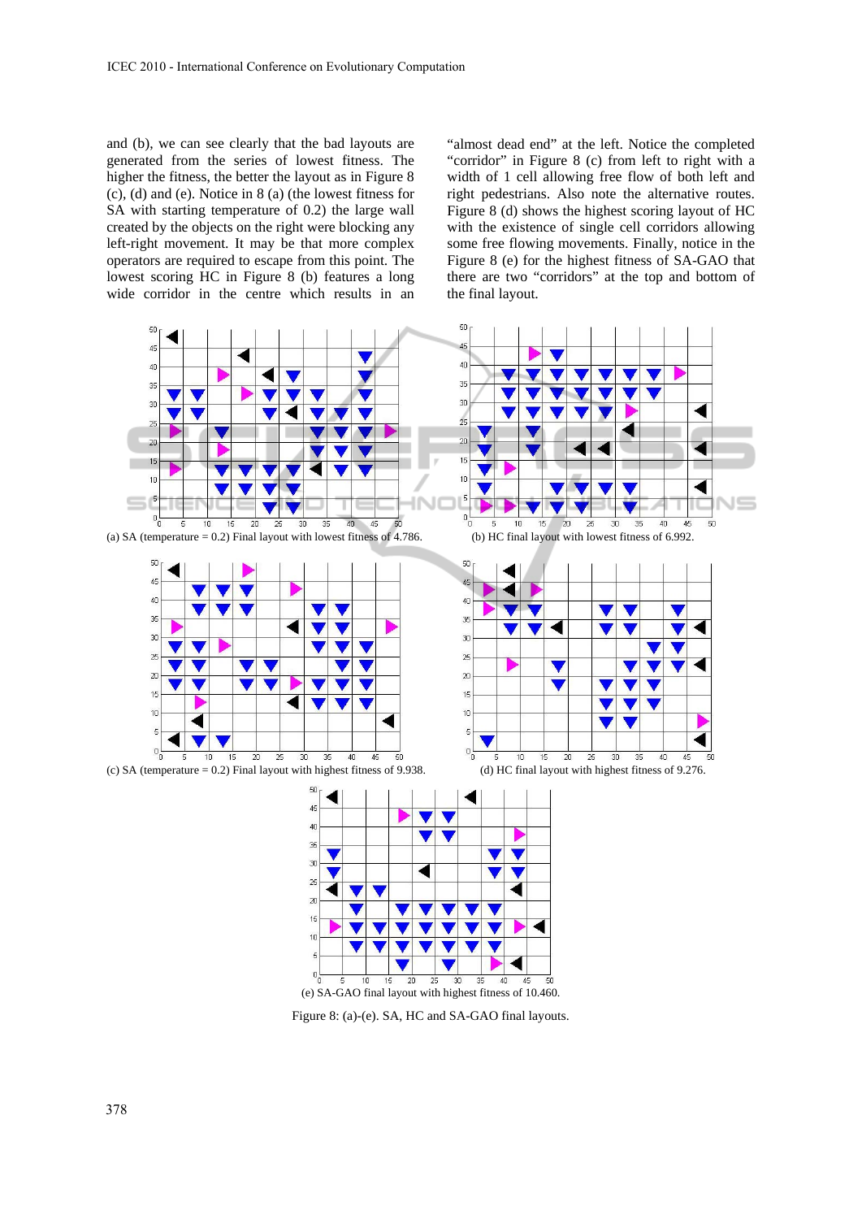and (b), we can see clearly that the bad layouts are generated from the series of lowest fitness. The higher the fitness, the better the layout as in Figure 8 (c), (d) and (e). Notice in 8 (a) (the lowest fitness for SA with starting temperature of 0.2) the large wall created by the objects on the right were blocking any left-right movement. It may be that more complex operators are required to escape from this point. The lowest scoring HC in Figure 8 (b) features a long wide corridor in the centre which results in an "almost dead end" at the left. Notice the completed "corridor" in Figure 8 (c) from left to right with a width of 1 cell allowing free flow of both left and right pedestrians. Also note the alternative routes. Figure 8 (d) shows the highest scoring layout of HC with the existence of single cell corridors allowing some free flowing movements. Finally, notice in the Figure 8 (e) for the highest fitness of SA-GAO that there are two "corridors" at the top and bottom of the final layout.

(a) SA (temperature = 0.2) Final layout with lowest fitness of 4.786.

(b) HC final layout with lowest fitness of 6.992.

(c) SA (temperature = 0.2) Final layout with highest fitness of 9.938.

(d) HC final layout with highest fitness of 9.276.

(e) SA-GAO final layout with highest fitness of 10.460.

Figure 8: (a)-(e). SA, HC and SA-GAO final layouts.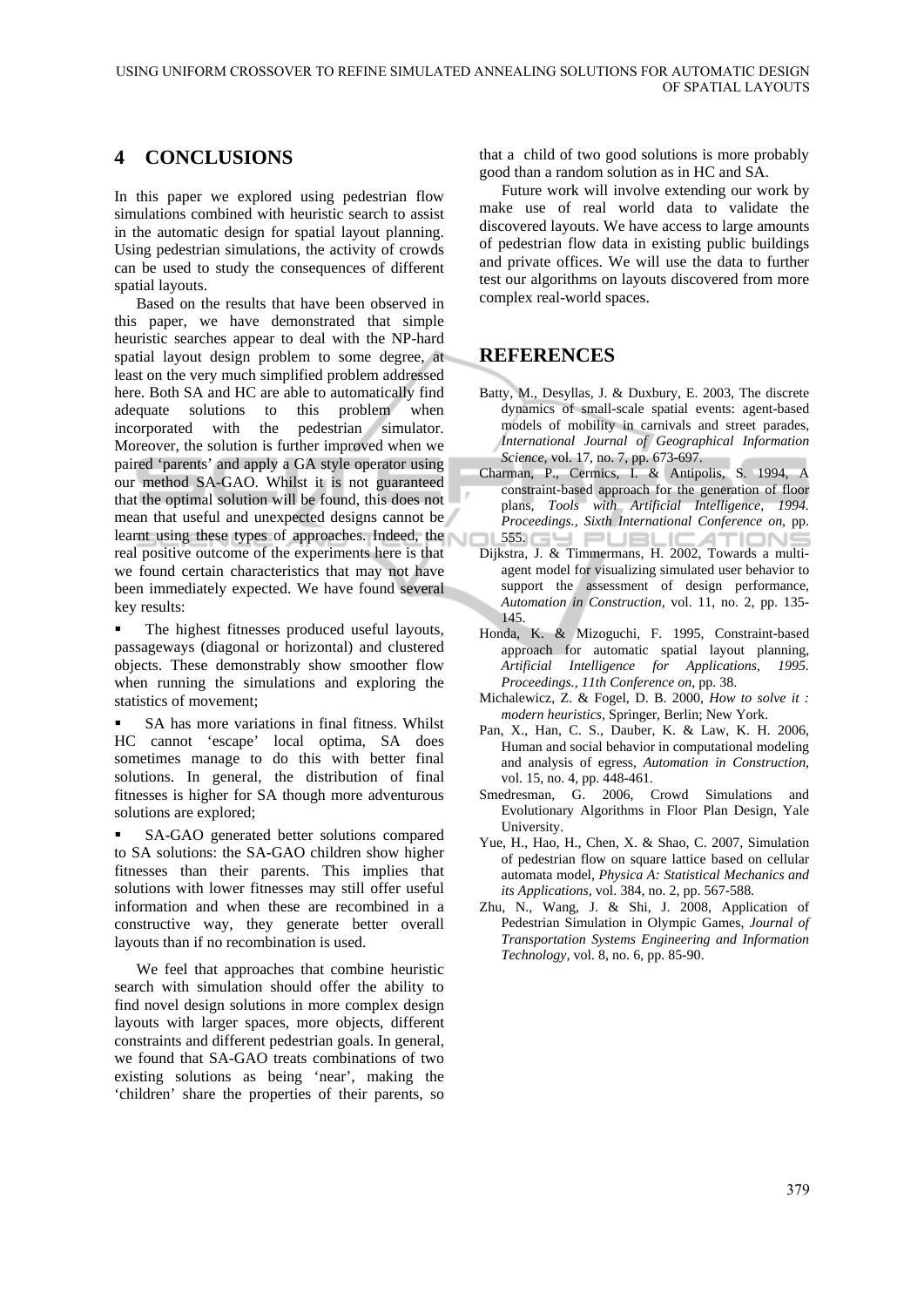## 4 CONCLUSIONS

In this paper we explored using pedestrian flow simulations combined with heuristic search to assist in the automatic design for spatial layout planning. Using pedestrian simulations, the activity of crowds can be used to study the consequences of different spatial layouts.

Based on the results that have been observed in this paper, we have demonstrated that simple heuristic searches appear to deal with the NP-hard spatial layout design problem to some degree, at least on the very much simplified problem addressed here. Both SA and HC are able to automatically find adequate solutions to this problem when incorporated with the pedestrian simulator. Moreover, the solution is further improved when we paired 'parents' and apply a GA style operator using our method SA-GAO. Whilst it is not guaranteed that the optimal solution will be found, this does not mean that useful and unexpected designs cannot be learnt using these types of approaches. Indeed, the real positive outcome of the experiments here is that we found certain characteristics that may not have been immediately expected. We have found several key results:

- The highest fitnesses produced useful layouts, passageways (diagonal or horizontal) and clustered objects. These demonstrably show smoother flow when running the simulations and exploring the statistics of movement;
- SA has more variations in final fitness. Whilst HC cannot 'escape' local optima, SA does sometimes manage to do this with better final solutions. In general, the distribution of final fitnesses is higher for SA though more adventurous solutions are explored;
- SA-GAO generated better solutions compared to SA solutions: the SA-GAO children show higher fitnesses than their parents. This implies that solutions with lower fitnesses may still offer useful information and when these are recombined in a constructive way, they generate better overall layouts than if no recombination is used.

We feel that approaches that combine heuristic search with simulation should offer the ability to find novel design solutions in more complex design layouts with larger spaces, more objects, different constraints and different pedestrian goals. In general, we found that SA-GAO treats combinations of two existing solutions as being 'near', making the 'children' share the properties of their parents, so that a child of two good solutions is more probably good than a random solution as in HC and SA.

Future work will involve extending our work by make use of real world data to validate the discovered layouts. We have access to large amounts of pedestrian flow data in existing public buildings and private offices. We will use the data to further test our algorithms on layouts discovered from more complex real-world spaces.

## REFERENCES

Batty, M., Desyllas, J. & Duxbury, E. 2003, The discrete dynamics of small-scale spatial events: agent-based models of mobility in carnivals and street parades, *International Journal of Geographical Information Science*, vol. 17, no. 7, pp. 673-697.

Charman, P., Cermics, I. & Antipolis, S. 1994, A constraint-based approach for the generation of floor plans, *Tools with Artificial Intelligence, 1994. Proceedings., Sixth International Conference on*, pp. 555.

Dijkstra, J. & Timmermans, H. 2002, Towards a multi-agent model for visualizing simulated user behavior to support the assessment of design performance, *Automation in Construction*, vol. 11, no. 2, pp. 135-145.

Honda, K. & Mizoguchi, F. 1995, Constraint-based approach for automatic spatial layout planning, *Artificial Intelligence for Applications, 1995. Proceedings., 11th Conference on*, pp. 38.

Michalewicz, Z. & Fogel, D. B. 2000, *How to solve it : modern heuristics*, Springer, Berlin; New York.

Pan, X., Han, C. S., Dauber, K. & Law, K. H. 2006, Human and social behavior in computational modeling and analysis of egress, *Automation in Construction*, vol. 15, no. 4, pp. 448-461.

Smedresman, G. 2006, Crowd Simulations and Evolutionary Algorithms in Floor Plan Design, Yale University.

Yue, H., Hao, H., Chen, X. & Shao, C. 2007, Simulation of pedestrian flow on square lattice based on cellular automata model, *Physica A: Statistical Mechanics and its Applications*, vol. 384, no. 2, pp. 567-588.

Zhu, N., Wang, J. & Shi, J. 2008, Application of Pedestrian Simulation in Olympic Games, *Journal of Transportation Systems Engineering and Information Technology*, vol. 8, no. 6, pp. 85-90.